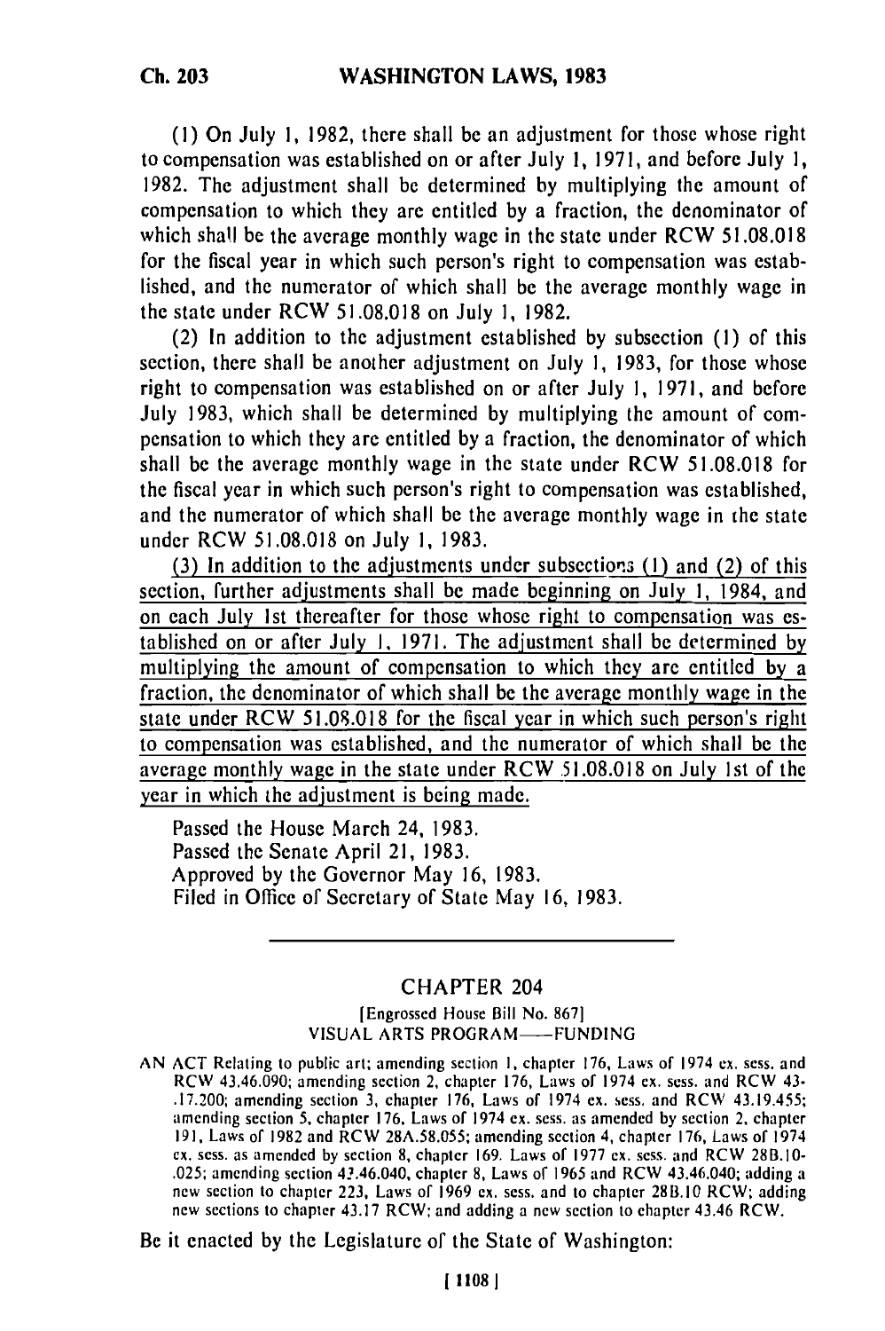(1) On July 1, 1982, there shall be an adjustment for those whose right to compensation was established on or after July 1, 1971, and before July 1, 1982. The adjustment shall be determined by multiplying the amount of compensation to which they are entitled by a fraction, the denominator of which shall be the average monthly wage in the state under RCW 51.08.018 for the fiscal year in which such person's right to compensation was established, and the numerator of which shall be the average monthly wage in the state under RCW 51.08.018 on July 1, 1982.

(2) In addition to the adjustment established by subsection (1) of this section, there shall be another adjustment on July 1, 1983, for those whose right to compensation was established on or after July 1, 1971, and before July 1983, which shall be determined by multiplying the amount of compensation to which they are entitled by a fraction, the denominator of which shall be the average monthly wage in the state under RCW 51.08.018 for the fiscal year in which such person's right to compensation was established, and the numerator of which shall be the average monthly wage in the state under RCW 51.08.018 on July 1, 1983.

(3) In addition to the adjustments under subsections (1) and (2) of this section, further adjustments shall be made beginning on July 1, 1984, and on each July 1st thereafter for those whose right to compensation was established on or after July 1, 1971. The adjustment shall be determined by multiplying the amount of compensation to which they are entitled by a fraction, the denominator of which shall be the average monthly wage in the state under RCW 51.08.018 for the fiscal year in which such person's right to compensation was established, and the numerator of which shall be the average monthly wage in the state under RCW 51.08.018 on July 1st of the year in which the adjustment is being made.

Passed the House March 24, 1983.
Passed the Senate April 21, 1983.
Approved by the Governor May 16, 1983.
Filed in Office of Secretary of State May 16, 1983.

---

## CHAPTER 204

[Engrossed House Bill No. 867]
VISUAL ARTS PROGRAM—FUNDING

AN ACT Relating to public art; amending section 1, chapter 176, Laws of 1974 ex. sess. and RCW 43.46.090; amending section 2, chapter 176, Laws of 1974 ex. sess. and RCW 43.17.200; amending section 3, chapter 176, Laws of 1974 ex. sess. and RCW 43.19.455; amending section 5, chapter 176, Laws of 1974 ex. sess. as amended by section 2, chapter 191, Laws of 1982 and RCW 28A.58.055; amending section 4, chapter 176, Laws of 1974 ex. sess. as amended by section 8, chapter 169, Laws of 1977 ex. sess. and RCW 28B.10.025; amending section 43.46.040, chapter 8, Laws of 1965 and RCW 43.46.040; adding a new section to chapter 223, Laws of 1969 ex. sess. and to chapter 28B.10 RCW; adding new sections to chapter 43.17 RCW; and adding a new section to chapter 43.46 RCW.

Be it enacted by the Legislature of the State of Washington: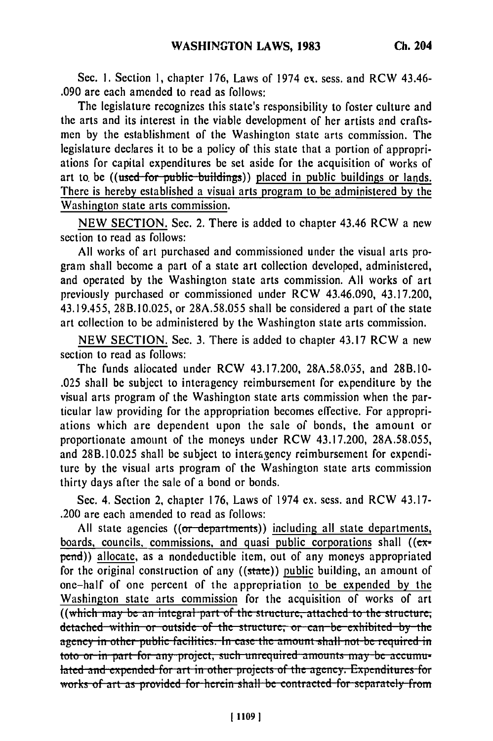Sec. 1. Section 1, chapter 176, Laws of 1974 ex. sess. and RCW 43.46-.090 are each amended to read as follows:

The legislature recognizes this state's responsibility to foster culture and the arts and its interest in the viable development of her artists and craftsmen by the establishment of the Washington state arts commission. The legislature declares it to be a policy of this state that a portion of appropriations for capital expenditures be set aside for the acquisition of works of art to be ((~~used for public buildings~~)) placed in public buildings or lands. There is hereby established a visual arts program to be administered by the Washington state arts commission.

NEW SECTION. Sec. 2. There is added to chapter 43.46 RCW a new section to read as follows:

All works of art purchased and commissioned under the visual arts program shall become a part of a state art collection developed, administered, and operated by the Washington state arts commission. All works of art previously purchased or commissioned under RCW 43.46.090, 43.17.200, 43.19.455, 28B.10.025, or 28A.58.055 shall be considered a part of the state art collection to be administered by the Washington state arts commission.

NEW SECTION. Sec. 3. There is added to chapter 43.17 RCW a new section to read as follows:

The funds allocated under RCW 43.17.200, 28A.58.055, and 28B.10-.025 shall be subject to interagency reimbursement for expenditure by the visual arts program of the Washington state arts commission when the particular law providing for the appropriation becomes effective. For appropriations which are dependent upon the sale of bonds, the amount or proportionate amount of the moneys under RCW 43.17.200, 28A.58.055, and 28B.10.025 shall be subject to interagency reimbursement for expenditure by the visual arts program of the Washington state arts commission thirty days after the sale of a bond or bonds.

Sec. 4. Section 2, chapter 176, Laws of 1974 ex. sess. and RCW 43.17-.200 are each amended to read as follows:

All state agencies ((~~or departments~~)) including all state departments, boards, councils, commissions, and quasi public corporations shall ((~~expend~~)) allocate, as a nondeductible item, out of any moneys appropriated for the original construction of any ((~~state~~)) public building, an amount of one-half of one percent of the appropriation to be expended by the Washington state arts commission for the acquisition of works of art ((~~which may be an integral part of the structure, attached to the structure, detached within or outside of the structure, or can be exhibited by the agency in other public facilities. In case the amount shall not be required in toto or in part for any project, such unrequired amounts may be accumulated and expended for art in other projects of the agency. Expenditures for works of art as provided for herein shall be contracted for separately from~~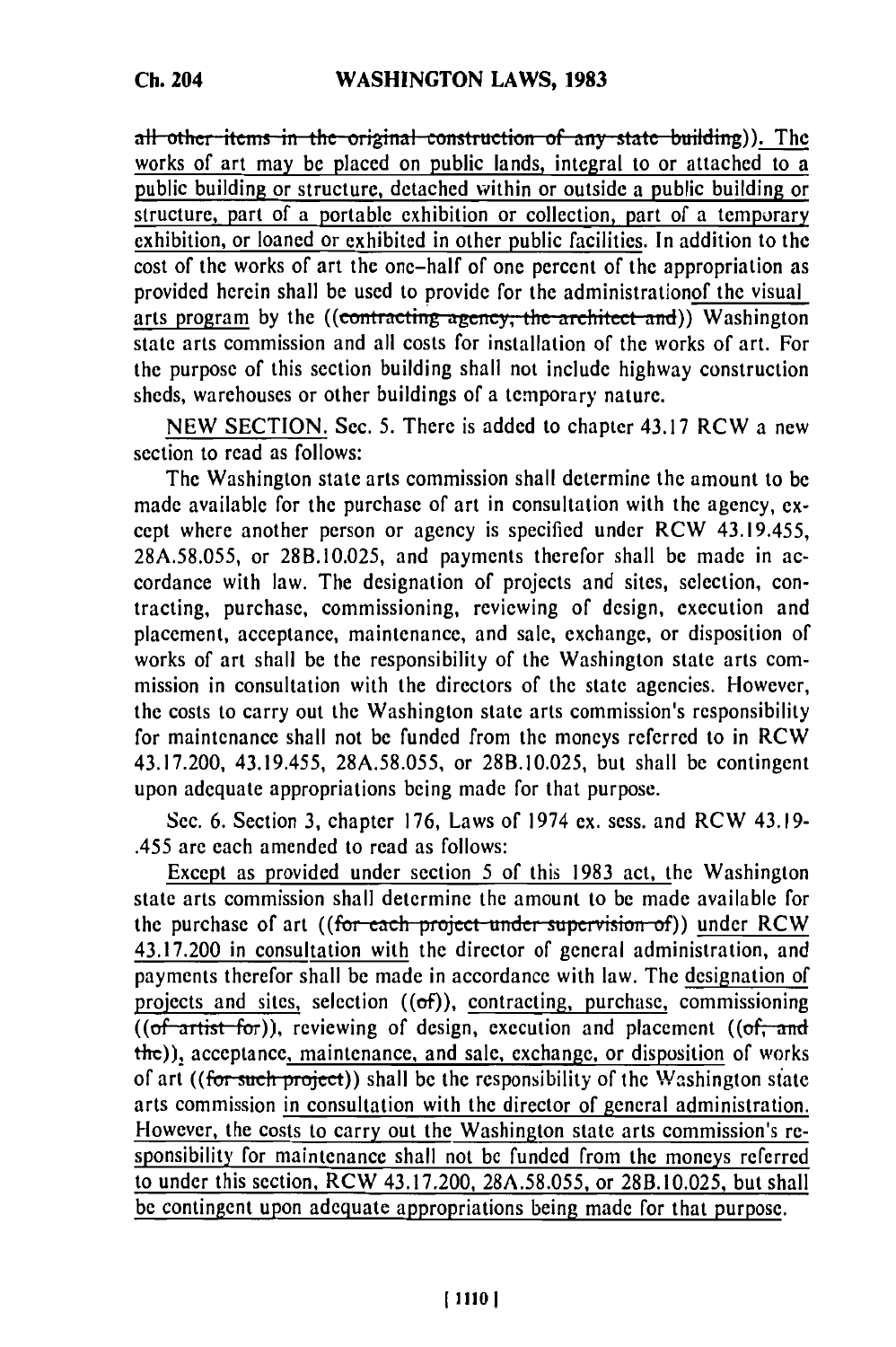~~all other items in the original construction of any state building~~)). The works of art may be placed on public lands, integral to or attached to a public building or structure, detached within or outside a public building or structure, part of a portable exhibition or collection, part of a temporary exhibition, or loaned or exhibited in other public facilities. In addition to the cost of the works of art the one-half of one percent of the appropriation as provided herein shall be used to provide for the administrationof the visual arts program by the ((~~contracting agency, the architect and~~)) Washington state arts commission and all costs for installation of the works of art. For the purpose of this section building shall not include highway construction sheds, warehouses or other buildings of a temporary nature.

NEW SECTION. Sec. 5. There is added to chapter 43.17 RCW a new section to read as follows:

The Washington state arts commission shall determine the amount to be made available for the purchase of art in consultation with the agency, except where another person or agency is specified under RCW 43.19.455, 28A.58.055, or 28B.10.025, and payments therefor shall be made in accordance with law. The designation of projects and sites, selection, contracting, purchase, commissioning, reviewing of design, execution and placement, acceptance, maintenance, and sale, exchange, or disposition of works of art shall be the responsibility of the Washington state arts commission in consultation with the directors of the state agencies. However, the costs to carry out the Washington state arts commission's responsibility for maintenance shall not be funded from the moneys referred to in RCW 43.17.200, 43.19.455, 28A.58.055, or 28B.10.025, but shall be contingent upon adequate appropriations being made for that purpose.

Sec. 6. Section 3, chapter 176, Laws of 1974 ex. sess. and RCW 43.19.455 are each amended to read as follows:

Except as provided under section 5 of this 1983 act, the Washington state arts commission shall determine the amount to be made available for the purchase of art ((~~for each project under supervision of~~)) under RCW 43.17.200 in consultation with the director of general administration, and payments therefor shall be made in accordance with law. The designation of projects and sites, selection ((~~of~~)), contracting, purchase, commissioning ((~~of artist for~~)), reviewing of design, execution and placement ((~~of, and the~~)), acceptance, maintenance, and sale, exchange, or disposition of works of art ((~~for such project~~)) shall be the responsibility of the Washington state arts commission in consultation with the director of general administration. However, the costs to carry out the Washington state arts commission's responsibility for maintenance shall not be funded from the moneys referred to under this section, RCW 43.17.200, 28A.58.055, or 28B.10.025, but shall be contingent upon adequate appropriations being made for that purpose.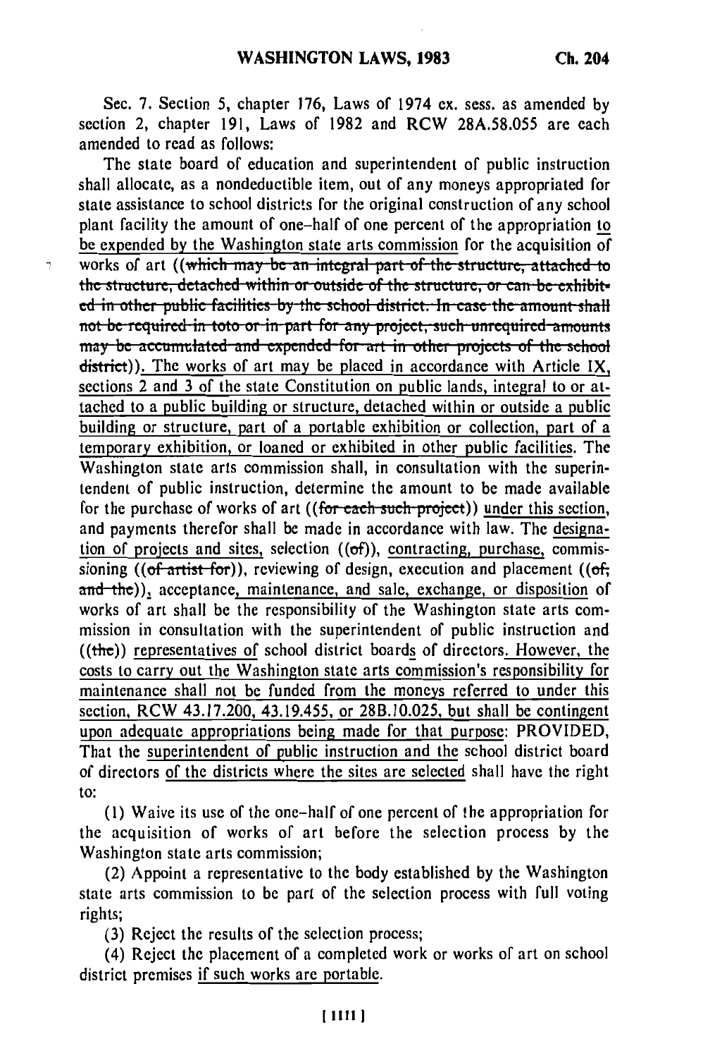Sec. 7. Section 5, chapter 176, Laws of 1974 ex. sess. as amended by section 2, chapter 191, Laws of 1982 and RCW 28A.58.055 are each amended to read as follows:

The state board of education and superintendent of public instruction shall allocate, as a nondeductible item, out of any moneys appropriated for state assistance to school districts for the original construction of any school plant facility the amount of one-half of one percent of the appropriation to be expended by the Washington state arts commission for the acquisition of works of art ((~~which may be an integral part of the structure, attached to the structure, detached within or outside of the structure, or can be exhibited in other public facilities by the school district. In case the amount shall not be required in toto or in part for any project, such unrequired amounts may be accumulated and expended for art in other projects of the school district~~)). The works of art may be placed in accordance with Article IX, sections 2 and 3 of the state Constitution on public lands, integral to or attached to a public building or structure, detached within or outside a public building or structure, part of a portable exhibition or collection, part of a temporary exhibition, or loaned or exhibited in other public facilities. The Washington state arts commission shall, in consultation with the superintendent of public instruction, determine the amount to be made available for the purchase of works of art ((~~for each such project~~)) under this section, and payments therefor shall be made in accordance with law. The designation of projects and sites, selection ((~~of~~)), contracting, purchase, commissioning ((~~of artist for~~)), reviewing of design, execution and placement ((~~of; and the~~)), acceptance, maintenance, and sale, exchange, or disposition of works of art shall be the responsibility of the Washington state arts commission in consultation with the superintendent of public instruction and ((~~the~~)) representatives of school district boards of directors. However, the costs to carry out the Washington state arts commission's responsibility for maintenance shall not be funded from the moneys referred to under this section, RCW 43.17.200, 43.19.455, or 28B.10.025, but shall be contingent upon adequate appropriations being made for that purpose: PROVIDED, That the superintendent of public instruction and the school district board of directors of the districts where the sites are selected shall have the right to:

(1) Waive its use of the one-half of one percent of the appropriation for the acquisition of works of art before the selection process by the Washington state arts commission;

(2) Appoint a representative to the body established by the Washington state arts commission to be part of the selection process with full voting rights;

(3) Reject the results of the selection process;

(4) Reject the placement of a completed work or works of art on school district premises if such works are portable.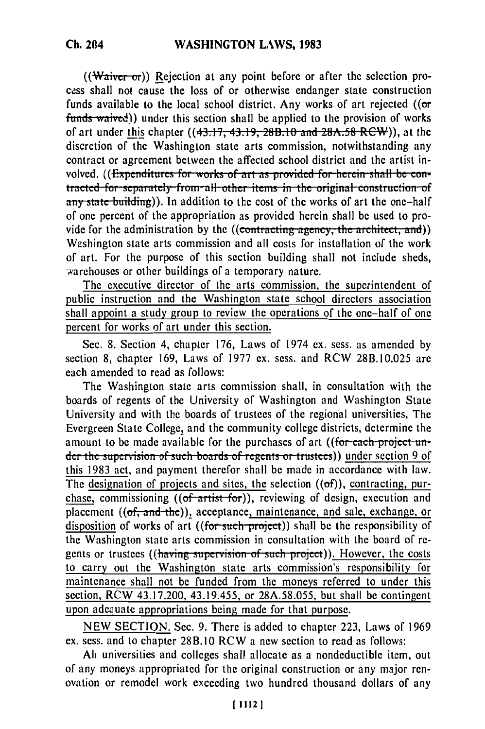((~~Waiver or~~)) Rejection at any point before or after the selection process shall not cause the loss of or otherwise endanger state construction funds available to the local school district. Any works of art rejected ((~~or funds waived~~)) under this section shall be applied to the provision of works of art under this chapter ((~~43.17, 43.19, 28B.10 and 28A.58 RCW~~)), at the discretion of the Washington state arts commission, notwithstanding any contract or agreement between the affected school district and the artist involved. ((~~Expenditures for works of art as provided for herein shall be contracted for separately from all other items in the original construction of any state building~~)). In addition to the cost of the works of art the one-half of one percent of the appropriation as provided herein shall be used to provide for the administration by the ((~~contracting agency, the architect, and~~)) Washington state arts commission and all costs for installation of the work of art. For the purpose of this section building shall not include sheds, warehouses or other buildings of a temporary nature.

<u>The executive director of the arts commission, the superintendent of public instruction and the Washington state school directors association shall appoint a study group to review the operations of the one-half of one percent for works of art under this section.</u>

Sec. 8. Section 4, chapter 176, Laws of 1974 ex. sess. as amended by section 8, chapter 169, Laws of 1977 ex. sess. and RCW 28B.10.025 are each amended to read as follows:

The Washington state arts commission shall, in consultation with the boards of regents of the University of Washington and Washington State University and with the boards of trustees of the regional universities, The Evergreen State College, and the community college districts, determine the amount to be made available for the purchases of art ((~~for each project under the supervision of such boards of regents or trustees~~)) <u>under section 9 of this 1983 act</u>, and payment therefor shall be made in accordance with law. The <u>designation of projects and sites, the</u> selection ((~~of~~)), <u>contracting, purchase,</u> commissioning ((~~of artist for~~)), reviewing of design, execution and placement ((~~of, and the~~)), acceptance, <u>maintenance, and sale, exchange, or disposition</u> of works of art ((~~for such project~~)) shall be the responsibility of the Washington state arts commission in consultation with the board of regents or trustees ((~~having supervision of such project~~)). <u>However, the costs to carry out the Washington state arts commission's responsibility for maintenance shall not be funded from the moneys referred to under this section, RCW 43.17.200, 43.19.455, or 28A.58.055, but shall be contingent upon adequate appropriations being made for that purpose.</u>

<u>NEW SECTION.</u> Sec. 9. There is added to chapter 223, Laws of 1969 ex. sess. and to chapter 28B.10 RCW a new section to read as follows:

All universities and colleges shall allocate as a nondeductible item, out of any moneys appropriated for the original construction or any major renovation or remodel work exceeding two hundred thousand dollars of any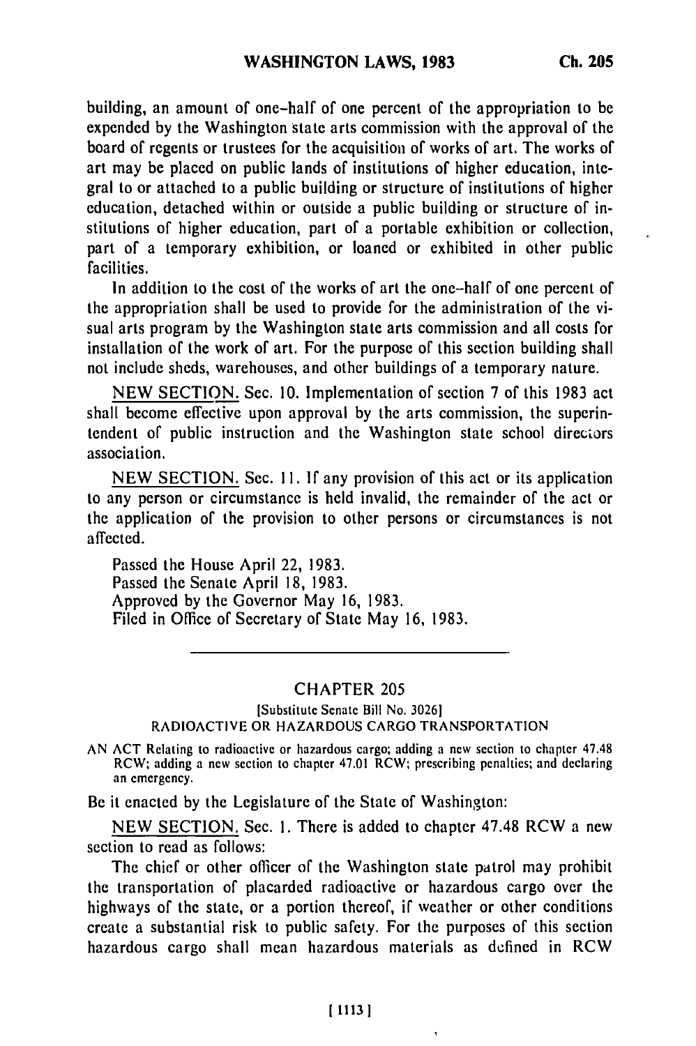building, an amount of one-half of one percent of the appropriation to be expended by the Washington state arts commission with the approval of the board of regents or trustees for the acquisition of works of art. The works of art may be placed on public lands of institutions of higher education, integral to or attached to a public building or structure of institutions of higher education, detached within or outside a public building or structure of institutions of higher education, part of a portable exhibition or collection, part of a temporary exhibition, or loaned or exhibited in other public facilities.

In addition to the cost of the works of art the one-half of one percent of the appropriation shall be used to provide for the administration of the visual arts program by the Washington state arts commission and all costs for installation of the work of art. For the purpose of this section building shall not include sheds, warehouses, and other buildings of a temporary nature.

NEW SECTION. Sec. 10. Implementation of section 7 of this 1983 act shall become effective upon approval by the arts commission, the superintendent of public instruction and the Washington state school directors association.

NEW SECTION. Sec. 11. If any provision of this act or its application to any person or circumstance is held invalid, the remainder of the act or the application of the provision to other persons or circumstances is not affected.

Passed the House April 22, 1983.
Passed the Senate April 18, 1983.
Approved by the Governor May 16, 1983.
Filed in Office of Secretary of State May 16, 1983.

---

## CHAPTER 205

[Substitute Senate Bill No. 3026]
RADIOACTIVE OR HAZARDOUS CARGO TRANSPORTATION

AN ACT Relating to radioactive or hazardous cargo; adding a new section to chapter 47.48 RCW; adding a new section to chapter 47.01 RCW; prescribing penalties; and declaring an emergency.

Be it enacted by the Legislature of the State of Washington:

NEW SECTION. Sec. 1. There is added to chapter 47.48 RCW a new section to read as follows:

The chief or other officer of the Washington state patrol may prohibit the transportation of placarded radioactive or hazardous cargo over the highways of the state, or a portion thereof, if weather or other conditions create a substantial risk to public safety. For the purposes of this section hazardous cargo shall mean hazardous materials as defined in RCW